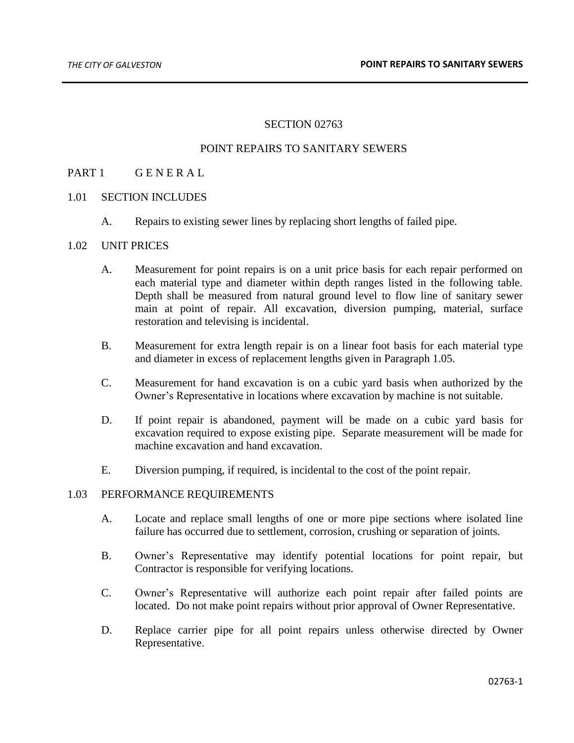# SECTION 02763

# POINT REPAIRS TO SANITARY SEWERS

## PART 1 G E N E R A L

### 1.01 SECTION INCLUDES

A. Repairs to existing sewer lines by replacing short lengths of failed pipe.

### 1.02 UNIT PRICES

A. Measurement for point repairs is on a unit price basis for each repair performed on each material type and diameter within depth ranges listed in the following table. Depth shall be measured from natural ground level to flow line of sanitary sewer main at point of repair. All excavation, diversion pumping, material, surface restoration and televising is incidental.

B. Measurement for extra length repair is on a linear foot basis for each material type and diameter in excess of replacement lengths given in Paragraph 1.05.

C. Measurement for hand excavation is on a cubic yard basis when authorized by the Owner's Representative in locations where excavation by machine is not suitable.

D. If point repair is abandoned, payment will be made on a cubic yard basis for excavation required to expose existing pipe. Separate measurement will be made for machine excavation and hand excavation.

E. Diversion pumping, if required, is incidental to the cost of the point repair.

### 1.03 PERFORMANCE REQUIREMENTS

A. Locate and replace small lengths of one or more pipe sections where isolated line failure has occurred due to settlement, corrosion, crushing or separation of joints.

B. Owner's Representative may identify potential locations for point repair, but Contractor is responsible for verifying locations.

C. Owner's Representative will authorize each point repair after failed points are located. Do not make point repairs without prior approval of Owner Representative.

D. Replace carrier pipe for all point repairs unless otherwise directed by Owner Representative.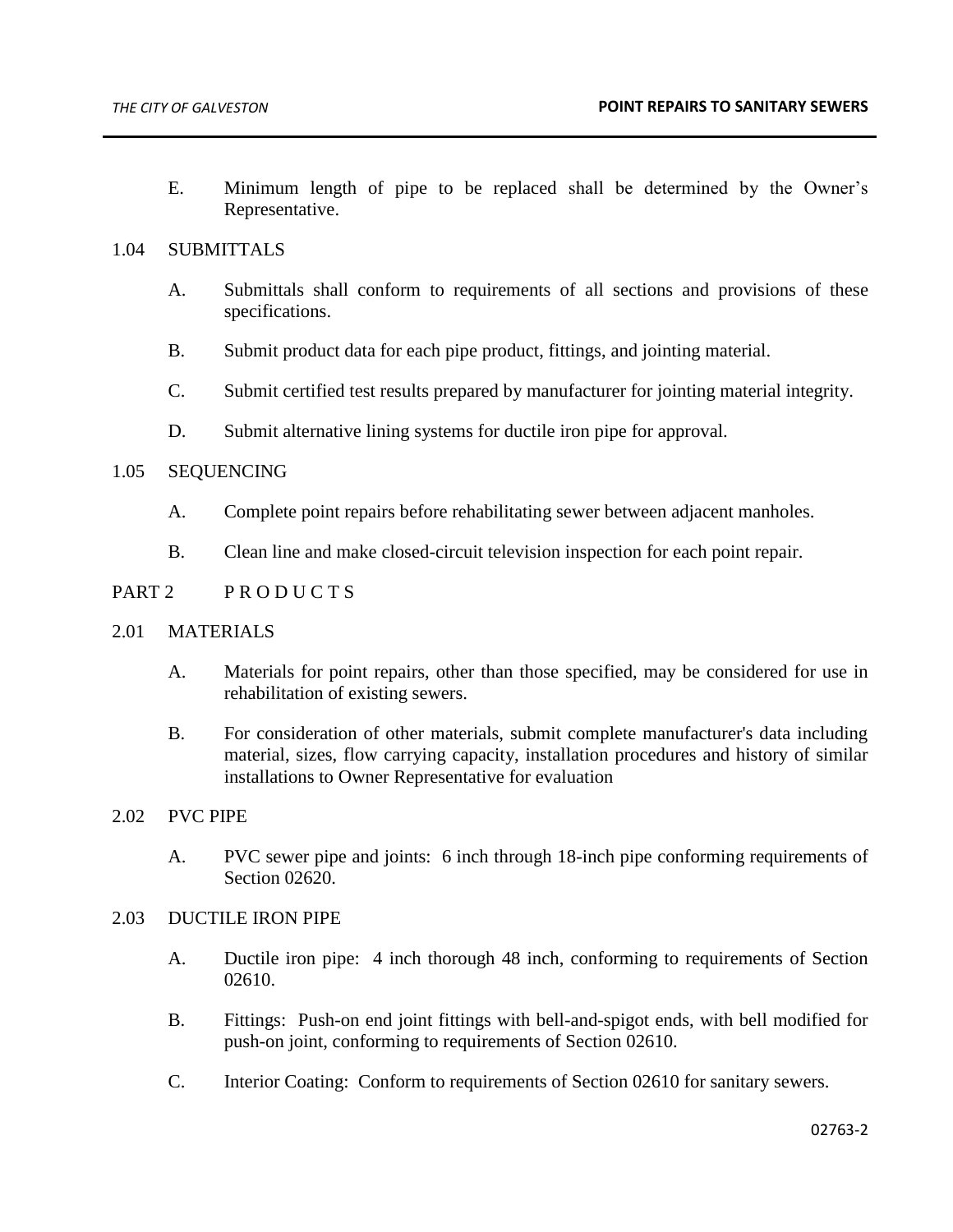E. Minimum length of pipe to be replaced shall be determined by the Owner's Representative.

## 1.04 SUBMITTALS

A. Submittals shall conform to requirements of all sections and provisions of these specifications.

B. Submit product data for each pipe product, fittings, and jointing material.

C. Submit certified test results prepared by manufacturer for jointing material integrity.

D. Submit alternative lining systems for ductile iron pipe for approval.

## 1.05 SEQUENCING

A. Complete point repairs before rehabilitating sewer between adjacent manholes.

B. Clean line and make closed-circuit television inspection for each point repair.

# PART 2 P R O D U C T S

## 2.01 MATERIALS

A. Materials for point repairs, other than those specified, may be considered for use in rehabilitation of existing sewers.

B. For consideration of other materials, submit complete manufacturer's data including material, sizes, flow carrying capacity, installation procedures and history of similar installations to Owner Representative for evaluation

## 2.02 PVC PIPE

A. PVC sewer pipe and joints: 6 inch through 18-inch pipe conforming requirements of Section 02620.

## 2.03 DUCTILE IRON PIPE

A. Ductile iron pipe: 4 inch thorough 48 inch, conforming to requirements of Section 02610.

B. Fittings: Push-on end joint fittings with bell-and-spigot ends, with bell modified for push-on joint, conforming to requirements of Section 02610.

C. Interior Coating: Conform to requirements of Section 02610 for sanitary sewers.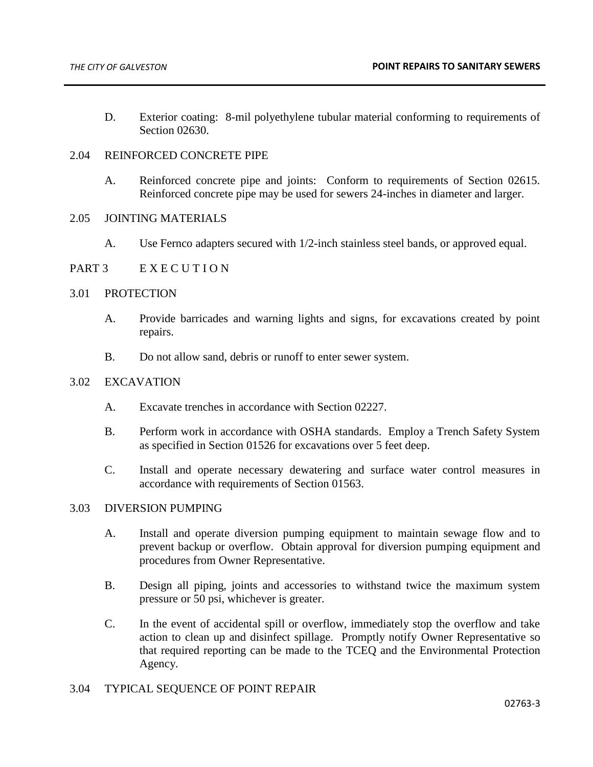D. Exterior coating: 8-mil polyethylene tubular material conforming to requirements of Section 02630.

## 2.04 REINFORCED CONCRETE PIPE

A. Reinforced concrete pipe and joints: Conform to requirements of Section 02615. Reinforced concrete pipe may be used for sewers 24-inches in diameter and larger.

## 2.05 JOINTING MATERIALS

A. Use Fernco adapters secured with 1/2-inch stainless steel bands, or approved equal.

# PART 3 E X E C U T I O N

## 3.01 PROTECTION

A. Provide barricades and warning lights and signs, for excavations created by point repairs.

B. Do not allow sand, debris or runoff to enter sewer system.

## 3.02 EXCAVATION

A. Excavate trenches in accordance with Section 02227.

B. Perform work in accordance with OSHA standards. Employ a Trench Safety System as specified in Section 01526 for excavations over 5 feet deep.

C. Install and operate necessary dewatering and surface water control measures in accordance with requirements of Section 01563.

## 3.03 DIVERSION PUMPING

A. Install and operate diversion pumping equipment to maintain sewage flow and to prevent backup or overflow. Obtain approval for diversion pumping equipment and procedures from Owner Representative.

B. Design all piping, joints and accessories to withstand twice the maximum system pressure or 50 psi, whichever is greater.

C. In the event of accidental spill or overflow, immediately stop the overflow and take action to clean up and disinfect spillage. Promptly notify Owner Representative so that required reporting can be made to the TCEQ and the Environmental Protection Agency.

## 3.04 TYPICAL SEQUENCE OF POINT REPAIR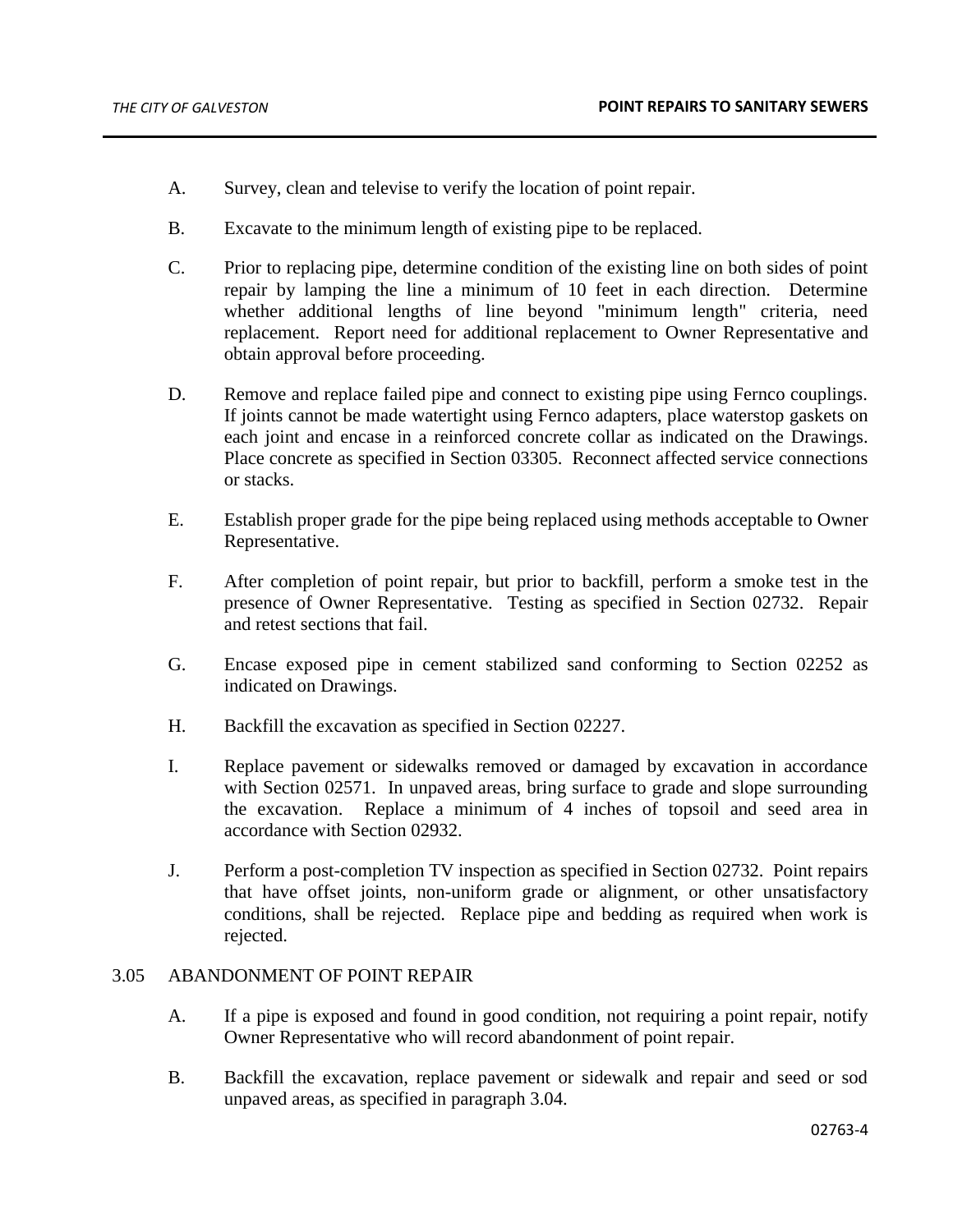A. Survey, clean and televise to verify the location of point repair.

B. Excavate to the minimum length of existing pipe to be replaced.

C. Prior to replacing pipe, determine condition of the existing line on both sides of point repair by lamping the line a minimum of 10 feet in each direction. Determine whether additional lengths of line beyond "minimum length" criteria, need replacement. Report need for additional replacement to Owner Representative and obtain approval before proceeding.

D. Remove and replace failed pipe and connect to existing pipe using Fernco couplings. If joints cannot be made watertight using Fernco adapters, place waterstop gaskets on each joint and encase in a reinforced concrete collar as indicated on the Drawings. Place concrete as specified in Section 03305. Reconnect affected service connections or stacks.

E. Establish proper grade for the pipe being replaced using methods acceptable to Owner Representative.

F. After completion of point repair, but prior to backfill, perform a smoke test in the presence of Owner Representative. Testing as specified in Section 02732. Repair and retest sections that fail.

G. Encase exposed pipe in cement stabilized sand conforming to Section 02252 as indicated on Drawings.

H. Backfill the excavation as specified in Section 02227.

I. Replace pavement or sidewalks removed or damaged by excavation in accordance with Section 02571. In unpaved areas, bring surface to grade and slope surrounding the excavation. Replace a minimum of 4 inches of topsoil and seed area in accordance with Section 02932.

J. Perform a post-completion TV inspection as specified in Section 02732. Point repairs that have offset joints, non-uniform grade or alignment, or other unsatisfactory conditions, shall be rejected. Replace pipe and bedding as required when work is rejected.

## 3.05 ABANDONMENT OF POINT REPAIR

A. If a pipe is exposed and found in good condition, not requiring a point repair, notify Owner Representative who will record abandonment of point repair.

B. Backfill the excavation, replace pavement or sidewalk and repair and seed or sod unpaved areas, as specified in paragraph 3.04.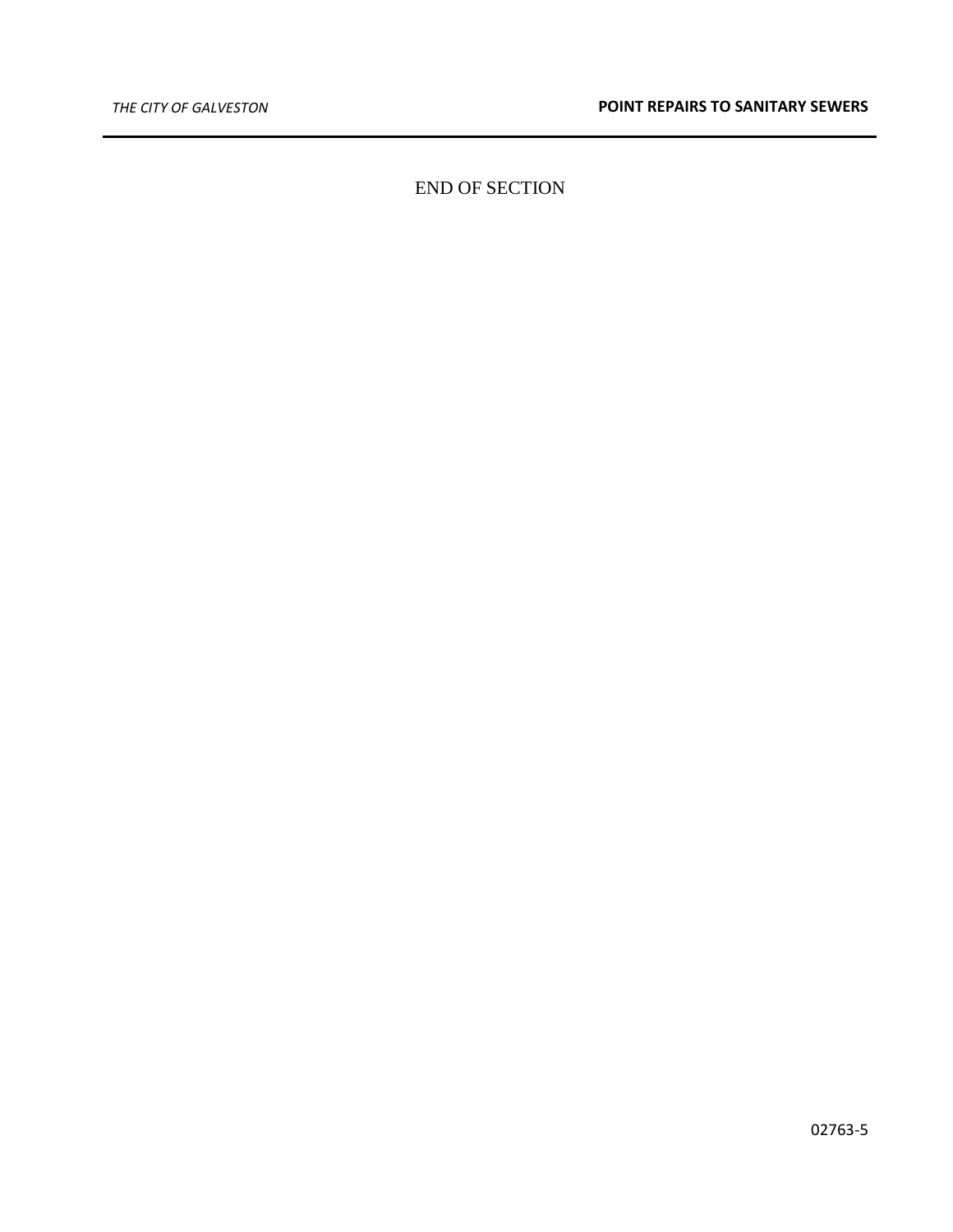END OF SECTION